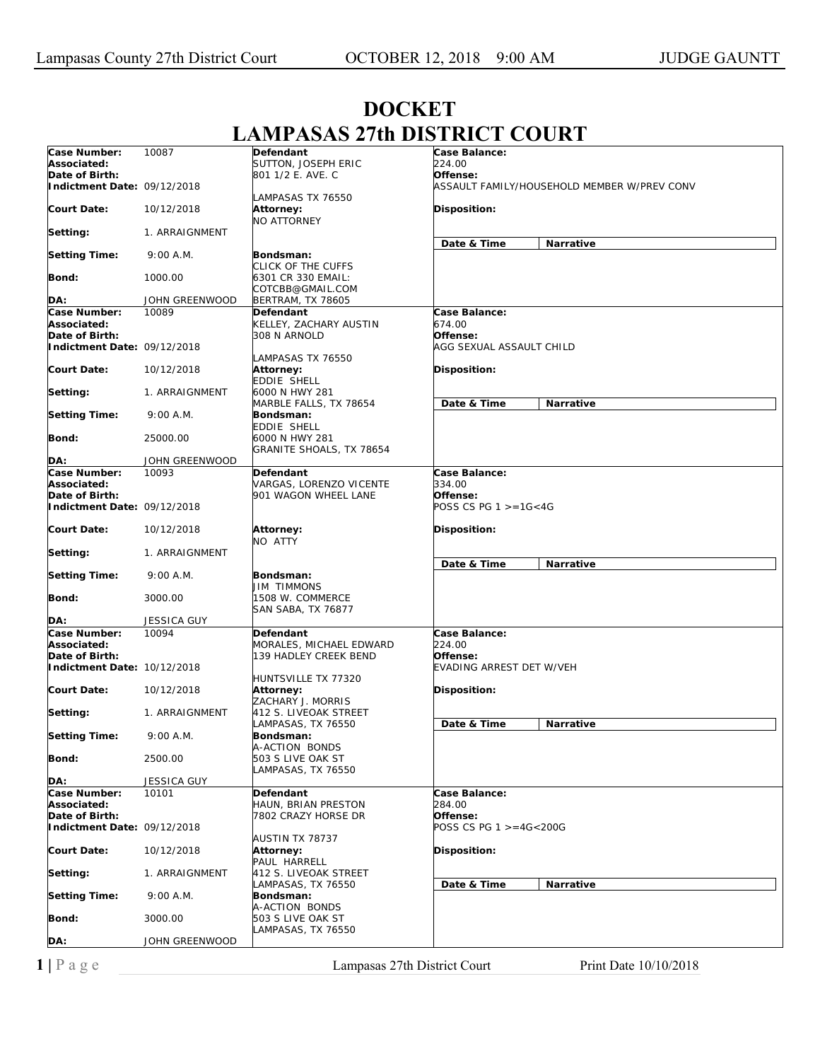# DOCKET
# LAMPASAS 27th DISTRICT COURT

| Case Number: | 10087 | Defendant | Case Balance: |
|---|---|---|---|
| Associated: | | SUTTON, JOSEPH ERIC | 224.00 |
| Date of Birth: | | 801 1/2 E. AVE. C | Offense: |
| Indictment Date: | 09/12/2018 | LAMPASAS TX 76550 | ASSAULT FAMILY/HOUSEHOLD MEMBER W/PREV CONV |
| Court Date: | 10/12/2018 | Attorney: NO ATTORNEY | Disposition: |
| Setting: | 1. ARRAIGNMENT | | Date & Time / Narrative |
| Setting Time: | 9:00 A.M. | Bondsman: CLICK OF THE CUFFS 6301 CR 330 EMAIL: COTCBB@GMAIL.COM BERTRAM, TX 78605 | |
| Bond: | 1000.00 | | |
| DA: | JOHN GREENWOOD | | |

| Case Number: | 10089 | Defendant | Case Balance: |
|---|---|---|---|
| Associated: | | KELLEY, ZACHARY AUSTIN | 674.00 |
| Date of Birth: | | 308 N ARNOLD | Offense: |
| Indictment Date: | 09/12/2018 | LAMPASAS TX 76550 | AGG SEXUAL ASSAULT CHILD |
| Court Date: | 10/12/2018 | Attorney: EDDIE SHELL 6000 N HWY 281 MARBLE FALLS, TX 78654 | Disposition: |
| Setting: | 1. ARRAIGNMENT | | Date & Time / Narrative |
| Setting Time: | 9:00 A.M. | Bondsman: EDDIE SHELL 6000 N HWY 281 GRANITE SHOALS, TX 78654 | |
| Bond: | 25000.00 | | |
| DA: | JOHN GREENWOOD | | |

| Case Number: | 10093 | Defendant | Case Balance: |
|---|---|---|---|
| Associated: | | VARGAS, LORENZO VICENTE | 334.00 |
| Date of Birth: | | 901 WAGON WHEEL LANE | Offense: |
| Indictment Date: | 09/12/2018 | | POSS CS PG 1 >=1G<4G |
| Court Date: | 10/12/2018 | Attorney: NO ATTY | Disposition: |
| Setting: | 1. ARRAIGNMENT | | Date & Time / Narrative |
| Setting Time: | 9:00 A.M. | Bondsman: JIM TIMMONS 1508 W. COMMERCE SAN SABA, TX 76877 | |
| Bond: | 3000.00 | | |
| DA: | JESSICA GUY | | |

| Case Number: | 10094 | Defendant | Case Balance: |
|---|---|---|---|
| Associated: | | MORALES, MICHAEL EDWARD | 224.00 |
| Date of Birth: | | 139 HADLEY CREEK BEND | Offense: |
| Indictment Date: | 10/12/2018 | HUNTSVILLE TX 77320 | EVADING ARREST DET W/VEH |
| Court Date: | 10/12/2018 | Attorney: ZACHARY J. MORRIS 412 S. LIVEOAK STREET LAMPASAS, TX 76550 | Disposition: |
| Setting: | 1. ARRAIGNMENT | | Date & Time / Narrative |
| Setting Time: | 9:00 A.M. | Bondsman: A-ACTION BONDS 503 S LIVE OAK ST LAMPASAS, TX 76550 | |
| Bond: | 2500.00 | | |
| DA: | JESSICA GUY | | |

| Case Number: | 10101 | Defendant | Case Balance: |
|---|---|---|---|
| Associated: | | HAUN, BRIAN PRESTON | 284.00 |
| Date of Birth: | | 7802 CRAZY HORSE DR | Offense: |
| Indictment Date: | 09/12/2018 | AUSTIN TX 78737 | POSS CS PG 1 >=4G<200G |
| Court Date: | 10/12/2018 | Attorney: PAUL HARRELL 412 S. LIVEOAK STREET LAMPASAS, TX 76550 | Disposition: |
| Setting: | 1. ARRAIGNMENT | | Date & Time / Narrative |
| Setting Time: | 9:00 A.M. | Bondsman: A-ACTION BONDS 503 S LIVE OAK ST LAMPASAS, TX 76550 | |
| Bond: | 3000.00 | | |
| DA: | JOHN GREENWOOD | | |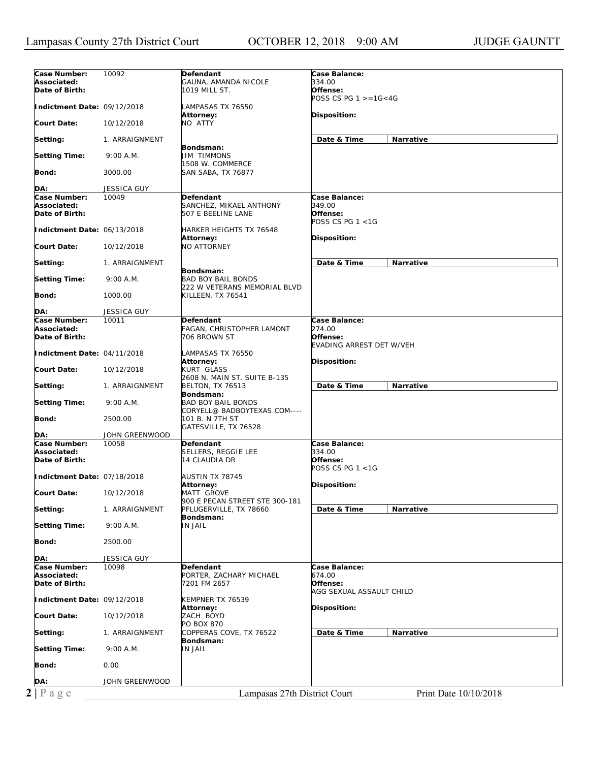Lampasas County 27th District Court — OCTOBER 12, 2018 9:00 AM — JUDGE GAUNTT

| Case Information | Defendant | Case Details |
|---|---|---|
| **Case Number:** 10092<br>**Associated:**<br>**Date of Birth:**<br>**Indictment Date:** 09/12/2018<br>**Court Date:** 10/12/2018<br>**Setting:** 1. ARRAIGNMENT<br>**Setting Time:** 9:00 A.M.<br>**Bond:** 3000.00<br>**DA:** JESSICA GUY | **Defendant**<br>GAUNA, AMANDA NICOLE<br>1019 MILL ST.<br>LAMPASAS TX 76550<br>**Attorney:**<br>NO ATTY<br>**Bondsman:**<br>JIM TIMMONS<br>1508 W. COMMERCE<br>SAN SABA, TX 76877 | **Case Balance:**<br>334.00<br>**Offense:**<br>POSS CS PG 1 >=1G<4G<br>**Disposition:**<br>**Date & Time** / **Narrative** |
| **Case Number:** 10049<br>**Associated:**<br>**Date of Birth:**<br>**Indictment Date:** 06/13/2018<br>**Court Date:** 10/12/2018<br>**Setting:** 1. ARRAIGNMENT<br>**Setting Time:** 9:00 A.M.<br>**Bond:** 1000.00<br>**DA:** JESSICA GUY | **Defendant**<br>SANCHEZ, MIKAEL ANTHONY<br>507 E BEELINE LANE<br>HARKER HEIGHTS TX 76548<br>**Attorney:**<br>NO ATTORNEY<br>**Bondsman:**<br>BAD BOY BAIL BONDS<br>222 W VETERANS MEMORIAL BLVD<br>KILLEEN, TX 76541 | **Case Balance:**<br>349.00<br>**Offense:**<br>POSS CS PG 1 <1G<br>**Disposition:**<br>**Date & Time** / **Narrative** |
| **Case Number:** 10011<br>**Associated:**<br>**Date of Birth:**<br>**Indictment Date:** 04/11/2018<br>**Court Date:** 10/12/2018<br>**Setting:** 1. ARRAIGNMENT<br>**Setting Time:** 9:00 A.M.<br>**Bond:** 2500.00<br>**DA:** JOHN GREENWOOD | **Defendant**<br>FAGAN, CHRISTOPHER LAMONT<br>706 BROWN ST<br>LAMPASAS TX 76550<br>**Attorney:**<br>KURT GLASS<br>2608 N. MAIN ST. SUITE B-135<br>BELTON, TX 76513<br>**Bondsman:**<br>BAD BOY BAIL BONDS<br>CORYELL@ BADBOYTEXAS.COM----<br>101 B. N 7TH ST<br>GATESVILLE, TX 76528 | **Case Balance:**<br>274.00<br>**Offense:**<br>EVADING ARREST DET W/VEH<br>**Disposition:**<br>**Date & Time** / **Narrative** |
| **Case Number:** 10058<br>**Associated:**<br>**Date of Birth:**<br>**Indictment Date:** 07/18/2018<br>**Court Date:** 10/12/2018<br>**Setting:** 1. ARRAIGNMENT<br>**Setting Time:** 9:00 A.M.<br>**Bond:** 2500.00<br>**DA:** JESSICA GUY | **Defendant**<br>SELLERS, REGGIE LEE<br>14 CLAUDIA DR<br>AUSTIN TX 78745<br>**Attorney:**<br>MATT GROVE<br>900 E PECAN STREET STE 300-181<br>PFLUGERVILLE, TX 78660<br>**Bondsman:**<br>IN JAIL | **Case Balance:**<br>334.00<br>**Offense:**<br>POSS CS PG 1 <1G<br>**Disposition:**<br>**Date & Time** / **Narrative** |
| **Case Number:** 10098<br>**Associated:**<br>**Date of Birth:**<br>**Indictment Date:** 09/12/2018<br>**Court Date:** 10/12/2018<br>**Setting:** 1. ARRAIGNMENT<br>**Setting Time:** 9:00 A.M.<br>**Bond:** 0.00<br>**DA:** JOHN GREENWOOD | **Defendant**<br>PORTER, ZACHARY MICHAEL<br>7201 FM 2657<br>KEMPNER TX 76539<br>**Attorney:**<br>ZACH BOYD<br>PO BOX 870<br>COPPERAS COVE, TX 76522<br>**Bondsman:**<br>IN JAIL | **Case Balance:**<br>674.00<br>**Offense:**<br>AGG SEXUAL ASSAULT CHILD<br>**Disposition:**<br>**Date & Time** / **Narrative** |

Print Date 10/10/2018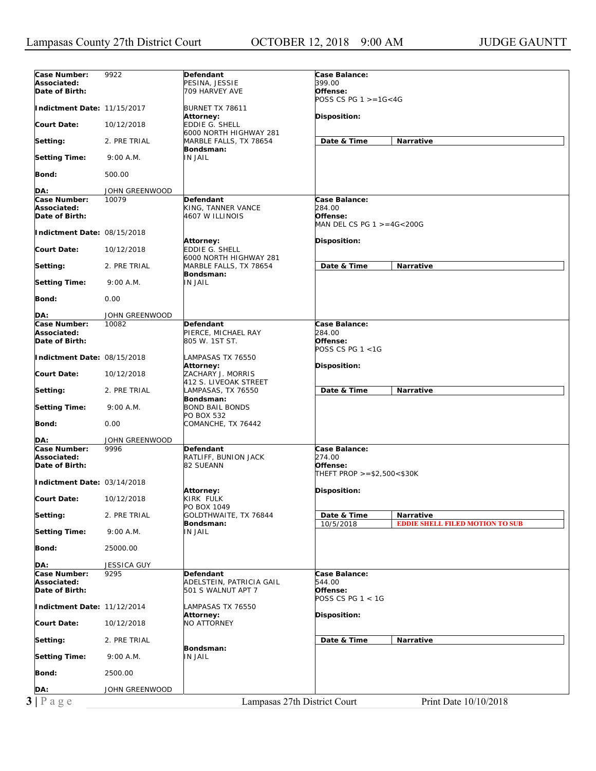| Case Number: | 9922 | Defendant | Case Balance: |
|---|---|---|---|
| Associated: | | PESINA, JESSIE | 399.00 |
| Date of Birth: | | 709 HARVEY AVE | Offense: |
| | | | POSS CS PG 1 >=1G<4G |
| Indictment Date: | 11/15/2017 | BURNET TX 78611 | |
| | | Attorney: | Disposition: |
| Court Date: | 10/12/2018 | EDDIE G. SHELL | |
| | | 6000 NORTH HIGHWAY 281 | |
| Setting: | 2. PRE TRIAL | MARBLE FALLS, TX 78654 | Date & Time / Narrative |
| | | Bondsman: | |
| Setting Time: | 9:00 A.M. | IN JAIL | |
| Bond: | 500.00 | | |
| DA: | JOHN GREENWOOD | | |

| Case Number: | 10079 | Defendant | Case Balance: |
|---|---|---|---|
| Associated: | | KING, TANNER VANCE | 284.00 |
| Date of Birth: | | 4607 W ILLINOIS | Offense: |
| | | | MAN DEL CS PG 1 >=4G<200G |
| Indictment Date: | 08/15/2018 | | |
| | | Attorney: | Disposition: |
| Court Date: | 10/12/2018 | EDDIE G. SHELL | |
| | | 6000 NORTH HIGHWAY 281 | |
| Setting: | 2. PRE TRIAL | MARBLE FALLS, TX 78654 | Date & Time / Narrative |
| | | Bondsman: | |
| Setting Time: | 9:00 A.M. | IN JAIL | |
| Bond: | 0.00 | | |
| DA: | JOHN GREENWOOD | | |

| Case Number: | 10082 | Defendant | Case Balance: |
|---|---|---|---|
| Associated: | | PIERCE, MICHAEL RAY | 284.00 |
| Date of Birth: | | 805 W. 1ST ST. | Offense: |
| | | | POSS CS PG 1 <1G |
| Indictment Date: | 08/15/2018 | LAMPASAS TX 76550 | |
| | | Attorney: | Disposition: |
| Court Date: | 10/12/2018 | ZACHARY J. MORRIS | |
| | | 412 S. LIVEOAK STREET | |
| Setting: | 2. PRE TRIAL | LAMPASAS, TX 76550 | Date & Time / Narrative |
| | | Bondsman: | |
| Setting Time: | 9:00 A.M. | BOND BAIL BONDS | |
| | | PO BOX 532 | |
| Bond: | 0.00 | COMANCHE, TX 76442 | |
| DA: | JOHN GREENWOOD | | |

| Case Number: | 9996 | Defendant | Case Balance: |
|---|---|---|---|
| Associated: | | RATLIFF, BUNION JACK | 274.00 |
| Date of Birth: | | 82 SUEANN | Offense: |
| | | | THEFT PROP >=$2,500<$30K |
| Indictment Date: | 03/14/2018 | | |
| | | Attorney: | Disposition: |
| Court Date: | 10/12/2018 | KIRK FULK | |
| | | PO BOX 1049 | |
| Setting: | 2. PRE TRIAL | GOLDTHWAITE, TX 76844 | Date & Time / Narrative |
| | | Bondsman: | 10/5/2018 — EDDIE SHELL FILED MOTION TO SUB |
| Setting Time: | 9:00 A.M. | IN JAIL | |
| Bond: | 25000.00 | | |
| DA: | JESSICA GUY | | |

| Case Number: | 9295 | Defendant | Case Balance: |
|---|---|---|---|
| Associated: | | ADELSTEIN, PATRICIA GAIL | 544.00 |
| Date of Birth: | | 501 S WALNUT APT 7 | Offense: |
| | | | POSS CS PG 1 < 1G |
| Indictment Date: | 11/12/2014 | LAMPASAS TX 76550 | |
| | | Attorney: | Disposition: |
| Court Date: | 10/12/2018 | NO ATTORNEY | |
| Setting: | 2. PRE TRIAL | | Date & Time / Narrative |
| | | Bondsman: | |
| Setting Time: | 9:00 A.M. | IN JAIL | |
| Bond: | 2500.00 | | |
| DA: | JOHN GREENWOOD | | |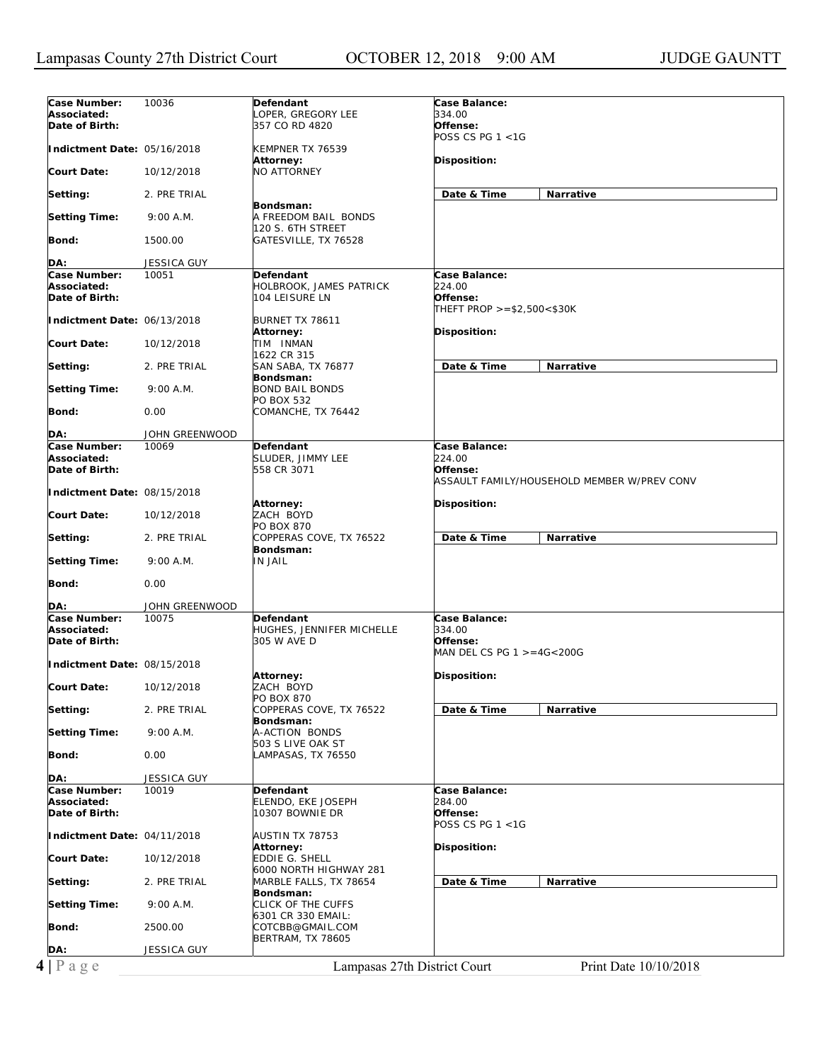| Case Number: | 10036 | Defendant | Case Balance: |
|---|---|---|---|
| Associated: | | LOPER, GREGORY LEE | 334.00 |
| Date of Birth: | | 357 CO RD 4820 | Offense: POSS CS PG 1 <1G |
| Indictment Date: | 05/16/2018 | KEMPNER TX 76539 | |
| Court Date: | 10/12/2018 | Attorney: NO ATTORNEY | Disposition: |
| Setting: | 2. PRE TRIAL | | Date & Time / Narrative |
| Setting Time: | 9:00 A.M. | Bondsman: A FREEDOM BAIL BONDS 120 S. 6TH STREET | |
| Bond: | 1500.00 | GATESVILLE, TX 76528 | |
| DA: | JESSICA GUY | | |

| Case Number: | 10051 | Defendant | Case Balance: |
|---|---|---|---|
| Associated: | | HOLBROOK, JAMES PATRICK | 224.00 |
| Date of Birth: | | 104 LEISURE LN | Offense: THEFT PROP >=$2,500<$30K |
| Indictment Date: | 06/13/2018 | BURNET TX 78611 | |
| Court Date: | 10/12/2018 | Attorney: TIM INMAN 1622 CR 315 | Disposition: |
| Setting: | 2. PRE TRIAL | SAN SABA, TX 76877 | Date & Time / Narrative |
| Setting Time: | 9:00 A.M. | Bondsman: BOND BAIL BONDS PO BOX 532 | |
| Bond: | 0.00 | COMANCHE, TX 76442 | |
| DA: | JOHN GREENWOOD | | |

| Case Number: | 10069 | Defendant | Case Balance: |
|---|---|---|---|
| Associated: | | SLUDER, JIMMY LEE | 224.00 |
| Date of Birth: | | 558 CR 3071 | Offense: ASSAULT FAMILY/HOUSEHOLD MEMBER W/PREV CONV |
| Indictment Date: | 08/15/2018 | | |
| Court Date: | 10/12/2018 | Attorney: ZACH BOYD PO BOX 870 | Disposition: |
| Setting: | 2. PRE TRIAL | COPPERAS COVE, TX 76522 | Date & Time / Narrative |
| Setting Time: | 9:00 A.M. | Bondsman: IN JAIL | |
| Bond: | 0.00 | | |
| DA: | JOHN GREENWOOD | | |

| Case Number: | 10075 | Defendant | Case Balance: |
|---|---|---|---|
| Associated: | | HUGHES, JENNIFER MICHELLE | 334.00 |
| Date of Birth: | | 305 W AVE D | Offense: MAN DEL CS PG 1 >=4G<200G |
| Indictment Date: | 08/15/2018 | | |
| Court Date: | 10/12/2018 | Attorney: ZACH BOYD PO BOX 870 | Disposition: |
| Setting: | 2. PRE TRIAL | COPPERAS COVE, TX 76522 | Date & Time / Narrative |
| Setting Time: | 9:00 A.M. | Bondsman: A-ACTION BONDS 503 S LIVE OAK ST | |
| Bond: | 0.00 | LAMPASAS, TX 76550 | |
| DA: | JESSICA GUY | | |

| Case Number: | 10019 | Defendant | Case Balance: |
|---|---|---|---|
| Associated: | | ELENDO, EKE JOSEPH | 284.00 |
| Date of Birth: | | 10307 BOWNIE DR | Offense: POSS CS PG 1 <1G |
| Indictment Date: | 04/11/2018 | AUSTIN TX 78753 | |
| Court Date: | 10/12/2018 | Attorney: EDDIE G. SHELL 6000 NORTH HIGHWAY 281 | Disposition: |
| Setting: | 2. PRE TRIAL | MARBLE FALLS, TX 78654 | Date & Time / Narrative |
| Setting Time: | 9:00 A.M. | Bondsman: CLICK OF THE CUFFS 6301 CR 330 EMAIL: | |
| Bond: | 2500.00 | COTCBB@GMAIL.COM BERTRAM, TX 78605 | |
| DA: | JESSICA GUY | | |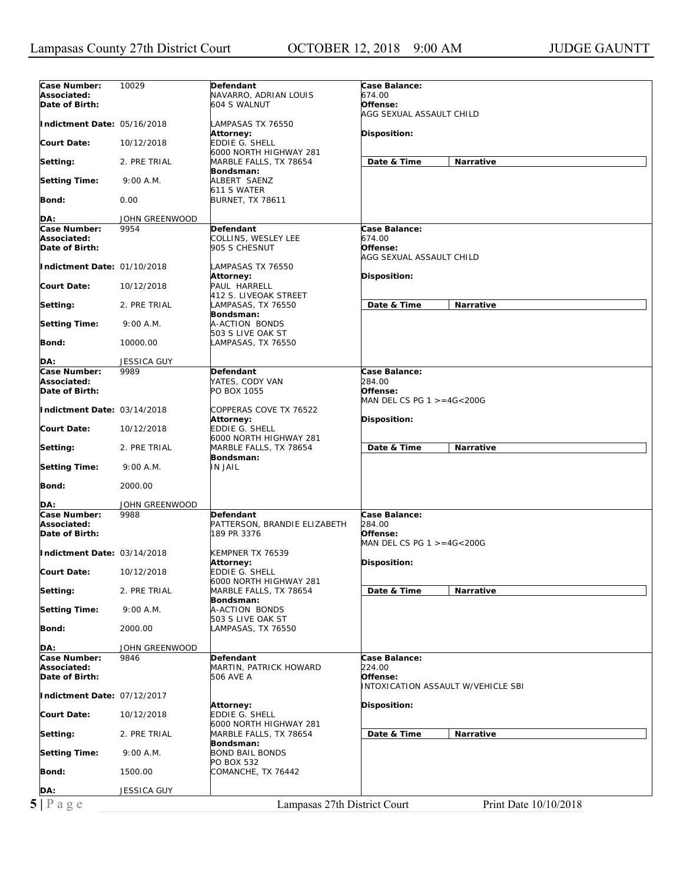| Case Number: | 10029 | Defendant | Case Balance: |
|---|---|---|---|
| Associated: | | NAVARRO, ADRIAN LOUIS | 674.00 |
| Date of Birth: | | 604 S WALNUT | Offense: |
| | | | AGG SEXUAL ASSAULT CHILD |
| Indictment Date: | 05/16/2018 | LAMPASAS TX 76550 | |
| | | Attorney: | Disposition: |
| Court Date: | 10/12/2018 | EDDIE G. SHELL | |
| | | 6000 NORTH HIGHWAY 281 | |
| Setting: | 2. PRE TRIAL | MARBLE FALLS, TX 78654 | Date & Time / Narrative |
| | | Bondsman: | |
| Setting Time: | 9:00 A.M. | ALBERT SAENZ | |
| | | 611 S WATER | |
| Bond: | 0.00 | BURNET, TX 78611 | |
| DA: | JOHN GREENWOOD | | |

| Case Number: | 9954 | Defendant | Case Balance: |
|---|---|---|---|
| Associated: | | COLLINS, WESLEY LEE | 674.00 |
| Date of Birth: | | 905 S CHESNUT | Offense: |
| | | | AGG SEXUAL ASSAULT CHILD |
| Indictment Date: | 01/10/2018 | LAMPASAS TX 76550 | |
| | | Attorney: | Disposition: |
| Court Date: | 10/12/2018 | PAUL HARRELL | |
| | | 412 S. LIVEOAK STREET | |
| Setting: | 2. PRE TRIAL | LAMPASAS, TX 76550 | Date & Time / Narrative |
| | | Bondsman: | |
| Setting Time: | 9:00 A.M. | A-ACTION BONDS | |
| | | 503 S LIVE OAK ST | |
| Bond: | 10000.00 | LAMPASAS, TX 76550 | |
| DA: | JESSICA GUY | | |

| Case Number: | 9989 | Defendant | Case Balance: |
|---|---|---|---|
| Associated: | | YATES, CODY VAN | 284.00 |
| Date of Birth: | | PO BOX 1055 | Offense: |
| | | | MAN DEL CS PG 1 >=4G<200G |
| Indictment Date: | 03/14/2018 | COPPERAS COVE TX 76522 | |
| | | Attorney: | Disposition: |
| Court Date: | 10/12/2018 | EDDIE G. SHELL | |
| | | 6000 NORTH HIGHWAY 281 | |
| Setting: | 2. PRE TRIAL | MARBLE FALLS, TX 78654 | Date & Time / Narrative |
| | | Bondsman: | |
| Setting Time: | 9:00 A.M. | IN JAIL | |
| Bond: | 2000.00 | | |
| DA: | JOHN GREENWOOD | | |

| Case Number: | 9988 | Defendant | Case Balance: |
|---|---|---|---|
| Associated: | | PATTERSON, BRANDIE ELIZABETH | 284.00 |
| Date of Birth: | | 189 PR 3376 | Offense: |
| | | | MAN DEL CS PG 1 >=4G<200G |
| Indictment Date: | 03/14/2018 | KEMPNER TX 76539 | |
| | | Attorney: | Disposition: |
| Court Date: | 10/12/2018 | EDDIE G. SHELL | |
| | | 6000 NORTH HIGHWAY 281 | |
| Setting: | 2. PRE TRIAL | MARBLE FALLS, TX 78654 | Date & Time / Narrative |
| | | Bondsman: | |
| Setting Time: | 9:00 A.M. | A-ACTION BONDS | |
| | | 503 S LIVE OAK ST | |
| Bond: | 2000.00 | LAMPASAS, TX 76550 | |
| DA: | JOHN GREENWOOD | | |

| Case Number: | 9846 | Defendant | Case Balance: |
|---|---|---|---|
| Associated: | | MARTIN, PATRICK HOWARD | 224.00 |
| Date of Birth: | | 506 AVE A | Offense: |
| | | | INTOXICATION ASSAULT W/VEHICLE SBI |
| Indictment Date: | 07/12/2017 | | |
| | | Attorney: | Disposition: |
| Court Date: | 10/12/2018 | EDDIE G. SHELL | |
| | | 6000 NORTH HIGHWAY 281 | |
| Setting: | 2. PRE TRIAL | MARBLE FALLS, TX 78654 | Date & Time / Narrative |
| | | Bondsman: | |
| Setting Time: | 9:00 A.M. | BOND BAIL BONDS | |
| | | PO BOX 532 | |
| Bond: | 1500.00 | COMANCHE, TX 76442 | |
| DA: | JESSICA GUY | | |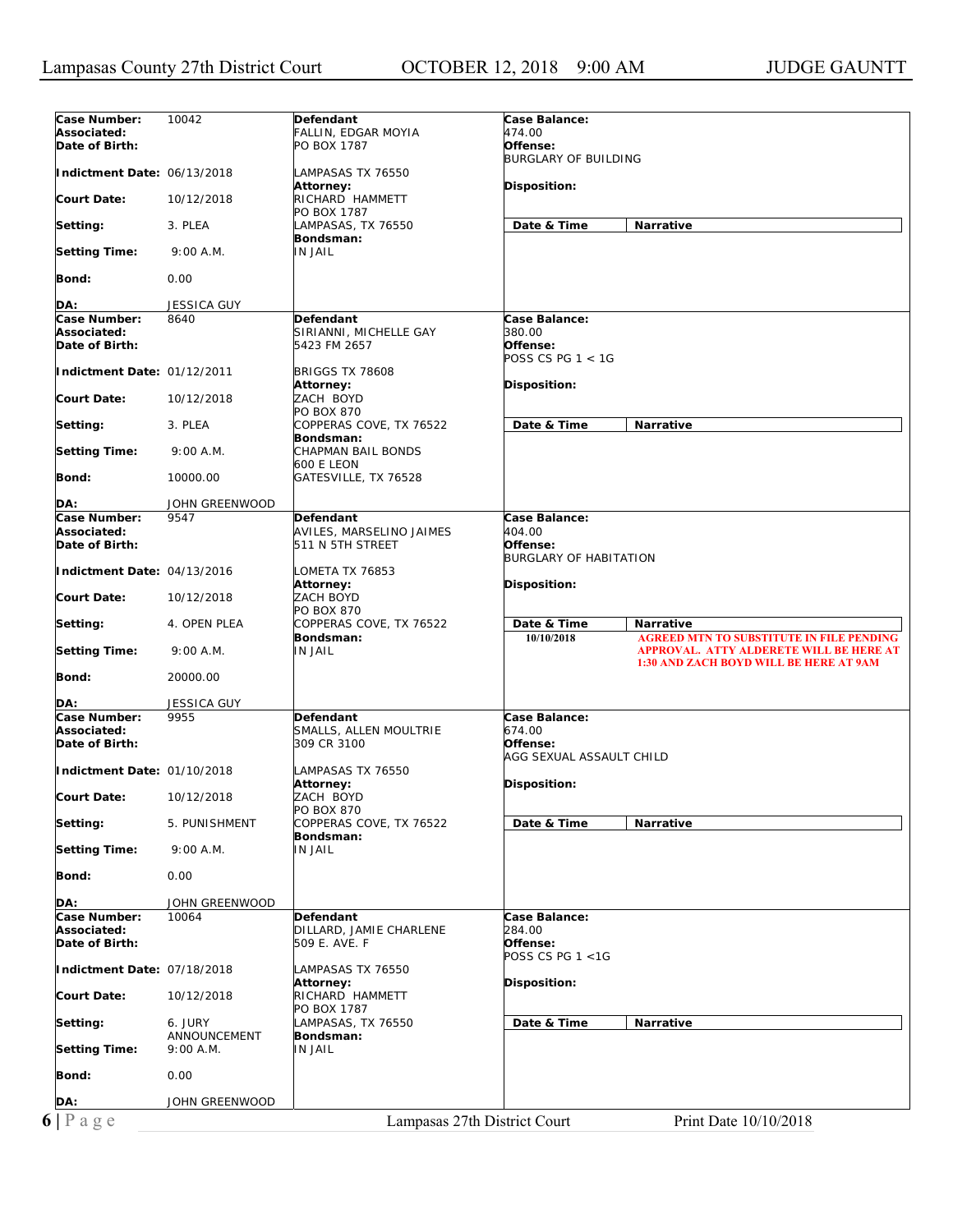| Case Number: | 10042 | Defendant | Case Balance: |
|---|---|---|---|
| Associated: | | FALLIN, EDGAR MOYIA | 474.00 |
| Date of Birth: | | PO BOX 1787 | Offense: BURGLARY OF BUILDING |
| Indictment Date: | 06/13/2018 | LAMPASAS TX 76550 | |
| Court Date: | 10/12/2018 | Attorney: RICHARD HAMMETT, PO BOX 1787 | Disposition: |
| Setting: | 3. PLEA | LAMPASAS, TX 76550 | Date & Time / Narrative |
| Setting Time: | 9:00 A.M. | Bondsman: IN JAIL | |
| Bond: | 0.00 | | |
| DA: | JESSICA GUY | | |

| Case Number: | 8640 | Defendant | Case Balance: |
|---|---|---|---|
| Associated: | | SIRIANNI, MICHELLE GAY | 380.00 |
| Date of Birth: | | 5423 FM 2657 | Offense: POSS CS PG 1 < 1G |
| Indictment Date: | 01/12/2011 | BRIGGS TX 78608 | |
| Court Date: | 10/12/2018 | Attorney: ZACH BOYD, PO BOX 870 | Disposition: |
| Setting: | 3. PLEA | COPPERAS COVE, TX 76522 | Date & Time / Narrative |
| Setting Time: | 9:00 A.M. | Bondsman: CHAPMAN BAIL BONDS, 600 E LEON | |
| Bond: | 10000.00 | GATESVILLE, TX 76528 | |
| DA: | JOHN GREENWOOD | | |

| Case Number: | 9547 | Defendant | Case Balance: |
|---|---|---|---|
| Associated: | | AVILES, MARSELINO JAIMES | 404.00 |
| Date of Birth: | | 511 N 5TH STREET | Offense: BURGLARY OF HABITATION |
| Indictment Date: | 04/13/2016 | LOMETA TX 76853 | |
| Court Date: | 10/12/2018 | Attorney: ZACH BOYD, PO BOX 870 | Disposition: |
| Setting: | 4. OPEN PLEA | COPPERAS COVE, TX 76522 | Date & Time / Narrative |
| Setting Time: | 9:00 A.M. | Bondsman: IN JAIL | 10/10/2018 — AGREED MTN TO SUBSTITUTE IN FILE PENDING APPROVAL. ATTY ALDERETE WILL BE HERE AT 1:30 AND ZACH BOYD WILL BE HERE AT 9AM |
| Bond: | 20000.00 | | |
| DA: | JESSICA GUY | | |

| Case Number: | 9955 | Defendant | Case Balance: |
|---|---|---|---|
| Associated: | | SMALLS, ALLEN MOULTRIE | 674.00 |
| Date of Birth: | | 309 CR 3100 | Offense: AGG SEXUAL ASSAULT CHILD |
| Indictment Date: | 01/10/2018 | LAMPASAS TX 76550 | |
| Court Date: | 10/12/2018 | Attorney: ZACH BOYD, PO BOX 870 | Disposition: |
| Setting: | 5. PUNISHMENT | COPPERAS COVE, TX 76522 | Date & Time / Narrative |
| Setting Time: | 9:00 A.M. | Bondsman: IN JAIL | |
| Bond: | 0.00 | | |
| DA: | JOHN GREENWOOD | | |

| Case Number: | 10064 | Defendant | Case Balance: |
|---|---|---|---|
| Associated: | | DILLARD, JAMIE CHARLENE | 284.00 |
| Date of Birth: | | 509 E. AVE. F | Offense: POSS CS PG 1 <1G |
| Indictment Date: | 07/18/2018 | LAMPASAS TX 76550 | |
| Court Date: | 10/12/2018 | Attorney: RICHARD HAMMETT, PO BOX 1787 | Disposition: |
| Setting: | 6. JURY ANNOUNCEMENT | LAMPASAS, TX 76550 | Date & Time / Narrative |
| Setting Time: | 9:00 A.M. | Bondsman: IN JAIL | |
| Bond: | 0.00 | | |
| DA: | JOHN GREENWOOD | | |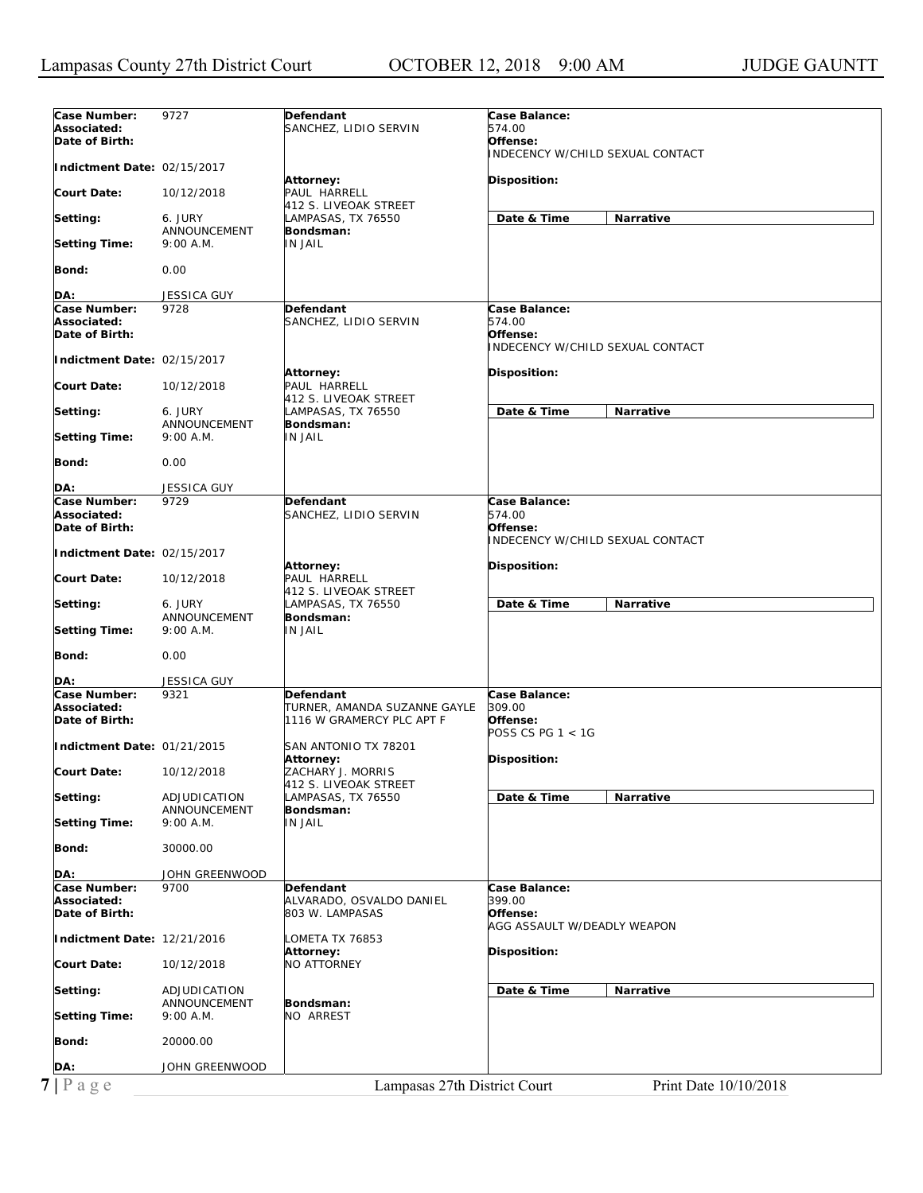Lampasas County 27th District Court OCTOBER 12, 2018 9:00 AM JUDGE GAUNTT

| | | | |
|---|---|---|---|
| **Case Number:** 9727 | **Defendant** | **Case Balance:** | |
| **Associated:** | SANCHEZ, LIDIO SERVIN | 574.00 | |
| **Date of Birth:** | | **Offense:** | |
| | | INDECENCY W/CHILD SEXUAL CONTACT | |
| **Indictment Date:** 02/15/2017 | **Attorney:** | **Disposition:** | |
| **Court Date:** 10/12/2018 | PAUL HARRELL | | |
| | 412 S. LIVEOAK STREET | | |
| **Setting:** 6. JURY ANNOUNCEMENT | LAMPASAS, TX 76550 | **Date & Time** | **Narrative** |
| **Setting Time:** 9:00 A.M. | **Bondsman:** | | |
| | IN JAIL | | |
| **Bond:** 0.00 | | | |
| **DA:** JESSICA GUY | | | |
| **Case Number:** 9728 | **Defendant** | **Case Balance:** | |
| **Associated:** | SANCHEZ, LIDIO SERVIN | 574.00 | |
| **Date of Birth:** | | **Offense:** | |
| | | INDECENCY W/CHILD SEXUAL CONTACT | |
| **Indictment Date:** 02/15/2017 | **Attorney:** | **Disposition:** | |
| **Court Date:** 10/12/2018 | PAUL HARRELL | | |
| | 412 S. LIVEOAK STREET | | |
| **Setting:** 6. JURY ANNOUNCEMENT | LAMPASAS, TX 76550 | **Date & Time** | **Narrative** |
| **Setting Time:** 9:00 A.M. | **Bondsman:** | | |
| | IN JAIL | | |
| **Bond:** 0.00 | | | |
| **DA:** JESSICA GUY | | | |
| **Case Number:** 9729 | **Defendant** | **Case Balance:** | |
| **Associated:** | SANCHEZ, LIDIO SERVIN | 574.00 | |
| **Date of Birth:** | | **Offense:** | |
| | | INDECENCY W/CHILD SEXUAL CONTACT | |
| **Indictment Date:** 02/15/2017 | **Attorney:** | **Disposition:** | |
| **Court Date:** 10/12/2018 | PAUL HARRELL | | |
| | 412 S. LIVEOAK STREET | | |
| **Setting:** 6. JURY ANNOUNCEMENT | LAMPASAS, TX 76550 | **Date & Time** | **Narrative** |
| **Setting Time:** 9:00 A.M. | **Bondsman:** | | |
| | IN JAIL | | |
| **Bond:** 0.00 | | | |
| **DA:** JESSICA GUY | | | |
| **Case Number:** 9321 | **Defendant** | **Case Balance:** | |
| **Associated:** | TURNER, AMANDA SUZANNE GAYLE | 309.00 | |
| **Date of Birth:** | 1116 W GRAMERCY PLC APT F | **Offense:** | |
| | | POSS CS PG 1 < 1G | |
| **Indictment Date:** 01/21/2015 | SAN ANTONIO TX 78201 | | |
| | **Attorney:** | **Disposition:** | |
| **Court Date:** 10/12/2018 | ZACHARY J. MORRIS | | |
| | 412 S. LIVEOAK STREET | | |
| **Setting:** ADJUDICATION ANNOUNCEMENT | LAMPASAS, TX 76550 | **Date & Time** | **Narrative** |
| **Setting Time:** 9:00 A.M. | **Bondsman:** | | |
| | IN JAIL | | |
| **Bond:** 30000.00 | | | |
| **DA:** JOHN GREENWOOD | | | |
| **Case Number:** 9700 | **Defendant** | **Case Balance:** | |
| **Associated:** | ALVARADO, OSVALDO DANIEL | 399.00 | |
| **Date of Birth:** | 803 W. LAMPASAS | **Offense:** | |
| | | AGG ASSAULT W/DEADLY WEAPON | |
| **Indictment Date:** 12/21/2016 | LOMETA TX 76853 | | |
| | **Attorney:** | **Disposition:** | |
| **Court Date:** 10/12/2018 | NO ATTORNEY | | |
| **Setting:** ADJUDICATION ANNOUNCEMENT | **Bondsman:** | **Date & Time** | **Narrative** |
| **Setting Time:** 9:00 A.M. | NO ARREST | | |
| **Bond:** 20000.00 | | | |
| **DA:** JOHN GREENWOOD | | | |

Print Date 10/10/2018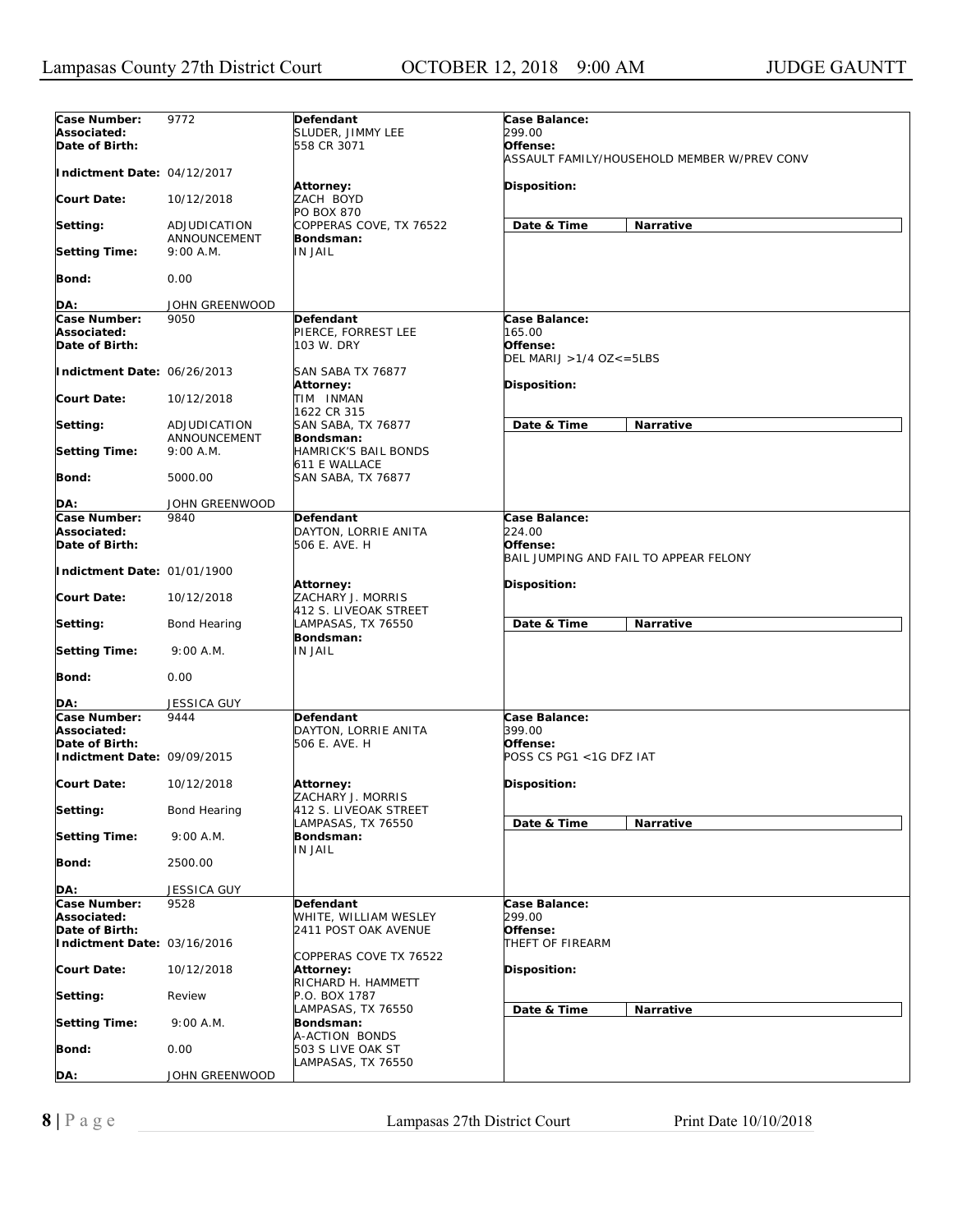| Case Number: | 9772 | Defendant | Case Balance: |
|---|---|---|---|
| Associated: | | SLUDER, JIMMY LEE | 299.00 |
| Date of Birth: | | 558 CR 3071 | Offense: ASSAULT FAMILY/HOUSEHOLD MEMBER W/PREV CONV |
| Indictment Date: | 04/12/2017 | | |
| Court Date: | 10/12/2018 | Attorney: ZACH BOYD PO BOX 870 COPPERAS COVE, TX 76522 | Disposition: |
| Setting: | ADJUDICATION ANNOUNCEMENT | Bondsman: IN JAIL | Date & Time / Narrative |
| Setting Time: | 9:00 A.M. | | |
| Bond: | 0.00 | | |
| DA: | JOHN GREENWOOD | | |

| Case Number: | 9050 | Defendant | Case Balance: |
|---|---|---|---|
| Associated: | | PIERCE, FORREST LEE | 165.00 |
| Date of Birth: | | 103 W. DRY | Offense: DEL MARIJ >1/4 OZ<=5LBS |
| Indictment Date: | 06/26/2013 | SAN SABA TX 76877 | |
| Court Date: | 10/12/2018 | Attorney: TIM INMAN 1622 CR 315 SAN SABA, TX 76877 | Disposition: |
| Setting: | ADJUDICATION ANNOUNCEMENT | Bondsman: HAMRICK'S BAIL BONDS 611 E WALLACE SAN SABA, TX 76877 | Date & Time / Narrative |
| Setting Time: | 9:00 A.M. | | |
| Bond: | 5000.00 | | |
| DA: | JOHN GREENWOOD | | |

| Case Number: | 9840 | Defendant | Case Balance: |
|---|---|---|---|
| Associated: | | DAYTON, LORRIE ANITA | 224.00 |
| Date of Birth: | | 506 E. AVE. H | Offense: BAIL JUMPING AND FAIL TO APPEAR FELONY |
| Indictment Date: | 01/01/1900 | | |
| Court Date: | 10/12/2018 | Attorney: ZACHARY J. MORRIS 412 S. LIVEOAK STREET LAMPASAS, TX 76550 | Disposition: |
| Setting: | Bond Hearing | Bondsman: IN JAIL | Date & Time / Narrative |
| Setting Time: | 9:00 A.M. | | |
| Bond: | 0.00 | | |
| DA: | JESSICA GUY | | |

| Case Number: | 9444 | Defendant | Case Balance: |
|---|---|---|---|
| Associated: | | DAYTON, LORRIE ANITA | 399.00 |
| Date of Birth: | | 506 E. AVE. H | Offense: POSS CS PG1 <1G DFZ IAT |
| Indictment Date: | 09/09/2015 | | |
| Court Date: | 10/12/2018 | Attorney: ZACHARY J. MORRIS 412 S. LIVEOAK STREET LAMPASAS, TX 76550 | Disposition: |
| Setting: | Bond Hearing | Bondsman: IN JAIL | Date & Time / Narrative |
| Setting Time: | 9:00 A.M. | | |
| Bond: | 2500.00 | | |
| DA: | JESSICA GUY | | |

| Case Number: | 9528 | Defendant | Case Balance: |
|---|---|---|---|
| Associated: | | WHITE, WILLIAM WESLEY | 299.00 |
| Date of Birth: | | 2411 POST OAK AVENUE | Offense: THEFT OF FIREARM |
| Indictment Date: | 03/16/2016 | COPPERAS COVE TX 76522 | |
| Court Date: | 10/12/2018 | Attorney: RICHARD H. HAMMETT P.O. BOX 1787 LAMPASAS, TX 76550 | Disposition: |
| Setting: | Review | Bondsman: A-ACTION BONDS 503 S LIVE OAK ST LAMPASAS, TX 76550 | Date & Time / Narrative |
| Setting Time: | 9:00 A.M. | | |
| Bond: | 0.00 | | |
| DA: | JOHN GREENWOOD | | |